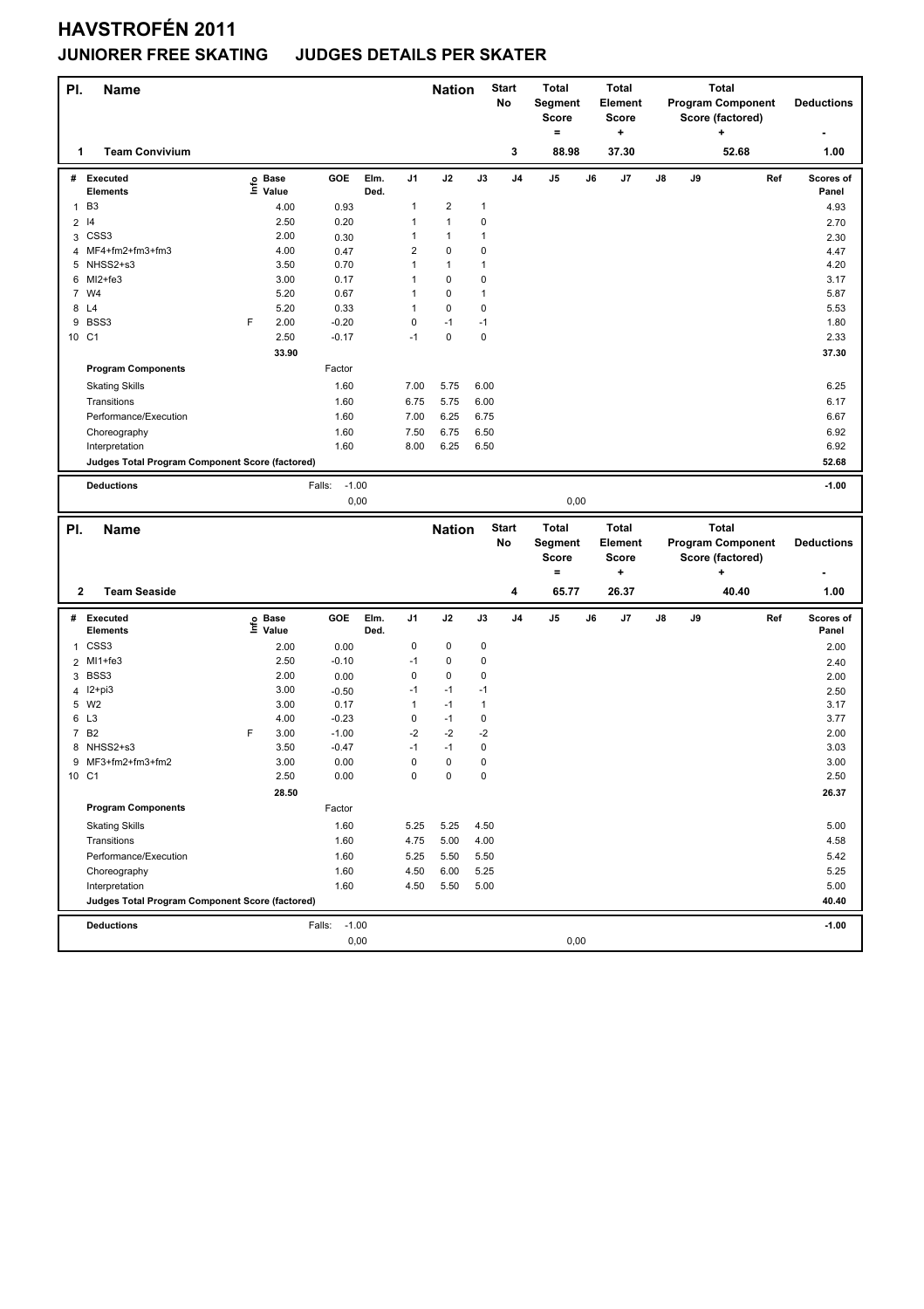# HAVSTROFÉN 2011

## JUNIORER FREE SKATING JUDGES DETAILS PER SKATER

| Pl. | Name | Nation | Start No | Total Segment Score = | Total Element Score + | Total Program Component Score (factored) + | Deductions - |
|---|---|---|---|---|---|---|---|
| 1 | Team Convivium | | 3 | 88.98 | 37.30 | 52.68 | 1.00 |

| # | Executed Elements | Info | Base Value | GOE | Elm. Ded. | J1 | J2 | J3 | J4 | J5 | J6 | J7 | J8 | J9 | Ref | Scores of Panel |
|---|---|---|---|---|---|---|---|---|---|---|---|---|---|---|---|---|
| 1 | B3 | | 4.00 | 0.93 | | 1 | 2 | 1 | | | | | | | | 4.93 |
| 2 | I4 | | 2.50 | 0.20 | | 1 | 1 | 0 | | | | | | | | 2.70 |
| 3 | CSS3 | | 2.00 | 0.30 | | 1 | 1 | 1 | | | | | | | | 2.30 |
| 4 | MF4+fm2+fm3+fm3 | | 4.00 | 0.47 | | 2 | 0 | 0 | | | | | | | | 4.47 |
| 5 | NHSS2+s3 | | 3.50 | 0.70 | | 1 | 1 | 1 | | | | | | | | 4.20 |
| 6 | MI2+fe3 | | 3.00 | 0.17 | | 1 | 0 | 0 | | | | | | | | 3.17 |
| 7 | W4 | | 5.20 | 0.67 | | 1 | 0 | 1 | | | | | | | | 5.87 |
| 8 | L4 | | 5.20 | 0.33 | | 1 | 0 | 0 | | | | | | | | 5.53 |
| 9 | BSS3 | F | 2.00 | -0.20 | | 0 | -1 | -1 | | | | | | | | 1.80 |
| 10 | C1 | | 2.50 | -0.17 | | -1 | 0 | 0 | | | | | | | | 2.33 |
| | | | 33.90 | | | | | | | | | | | | | 37.30 |

| Program Components | Factor | J1 | J2 | J3 | J4 | J5 | J6 | J7 | J8 | J9 | Ref | Scores of Panel |
|---|---|---|---|---|---|---|---|---|---|---|---|---|
| Skating Skills | 1.60 | 7.00 | 5.75 | 6.00 | | | | | | | | 6.25 |
| Transitions | 1.60 | 6.75 | 5.75 | 6.00 | | | | | | | | 6.17 |
| Performance/Execution | 1.60 | 7.00 | 6.25 | 6.75 | | | | | | | | 6.67 |
| Choreography | 1.60 | 7.50 | 6.75 | 6.50 | | | | | | | | 6.92 |
| Interpretation | 1.60 | 8.00 | 6.25 | 6.50 | | | | | | | | 6.92 |
| Judges Total Program Component Score (factored) | | | | | | | | | | | | 52.68 |

| Deductions | Falls: | -1.00 | | -1.00 |
|---|---|---|---|---|
| | | 0,00 | 0,00 | |

| Pl. | Name | Nation | Start No | Total Segment Score = | Total Element Score + | Total Program Component Score (factored) + | Deductions - |
|---|---|---|---|---|---|---|---|
| 2 | Team Seaside | | 4 | 65.77 | 26.37 | 40.40 | 1.00 |

| # | Executed Elements | Info | Base Value | GOE | Elm. Ded. | J1 | J2 | J3 | J4 | J5 | J6 | J7 | J8 | J9 | Ref | Scores of Panel |
|---|---|---|---|---|---|---|---|---|---|---|---|---|---|---|---|---|
| 1 | CSS3 | | 2.00 | 0.00 | | 0 | 0 | 0 | | | | | | | | 2.00 |
| 2 | MI1+fe3 | | 2.50 | -0.10 | | -1 | 0 | 0 | | | | | | | | 2.40 |
| 3 | BSS3 | | 2.00 | 0.00 | | 0 | 0 | 0 | | | | | | | | 2.00 |
| 4 | I2+pi3 | | 3.00 | -0.50 | | -1 | -1 | -1 | | | | | | | | 2.50 |
| 5 | W2 | | 3.00 | 0.17 | | 1 | -1 | 1 | | | | | | | | 3.17 |
| 6 | L3 | | 4.00 | -0.23 | | 0 | -1 | 0 | | | | | | | | 3.77 |
| 7 | B2 | F | 3.00 | -1.00 | | -2 | -2 | -2 | | | | | | | | 2.00 |
| 8 | NHSS2+s3 | | 3.50 | -0.47 | | -1 | -1 | 0 | | | | | | | | 3.03 |
| 9 | MF3+fm2+fm3+fm2 | | 3.00 | 0.00 | | 0 | 0 | 0 | | | | | | | | 3.00 |
| 10 | C1 | | 2.50 | 0.00 | | 0 | 0 | 0 | | | | | | | | 2.50 |
| | | | 28.50 | | | | | | | | | | | | | 26.37 |

| Program Components | Factor | J1 | J2 | J3 | J4 | J5 | J6 | J7 | J8 | J9 | Ref | Scores of Panel |
|---|---|---|---|---|---|---|---|---|---|---|---|---|
| Skating Skills | 1.60 | 5.25 | 5.25 | 4.50 | | | | | | | | 5.00 |
| Transitions | 1.60 | 4.75 | 5.00 | 4.00 | | | | | | | | 4.58 |
| Performance/Execution | 1.60 | 5.25 | 5.50 | 5.50 | | | | | | | | 5.42 |
| Choreography | 1.60 | 4.50 | 6.00 | 5.25 | | | | | | | | 5.25 |
| Interpretation | 1.60 | 4.50 | 5.50 | 5.00 | | | | | | | | 5.00 |
| Judges Total Program Component Score (factored) | | | | | | | | | | | | 40.40 |

| Deductions | Falls: | -1.00 | | -1.00 |
|---|---|---|---|---|
| | | 0,00 | 0,00 | |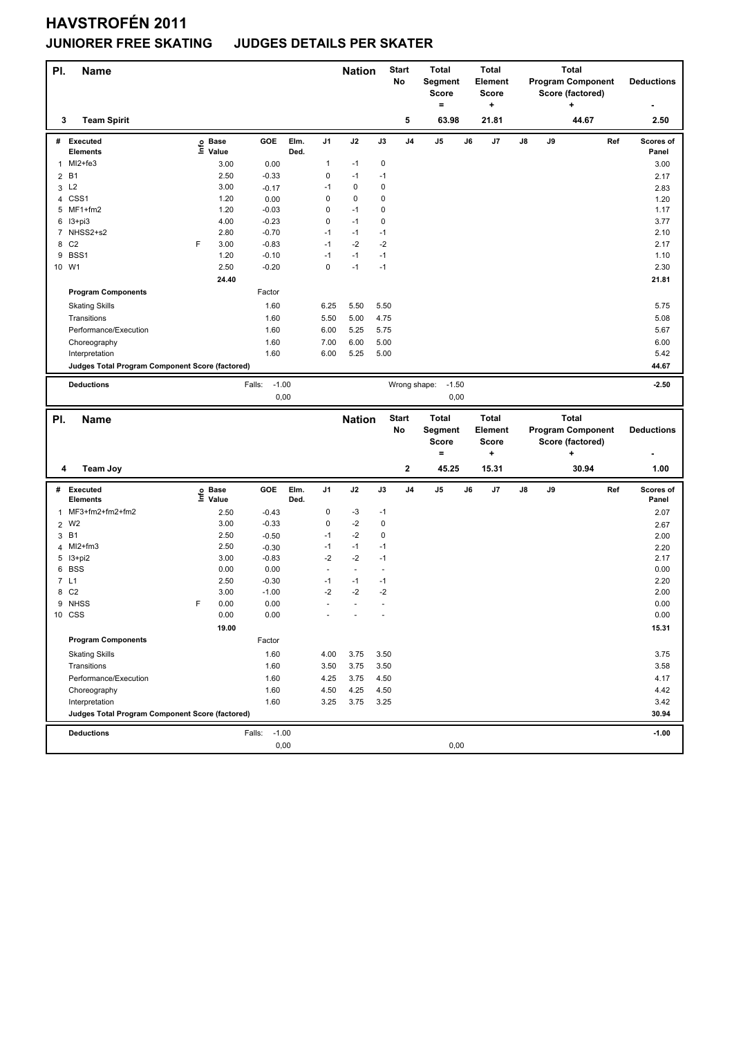# HAVSTROFÉN 2011

## JUNIORER FREE SKATING JUDGES DETAILS PER SKATER

| Pl. | Name | Nation | Start No | Total Segment Score = | Total Element Score + | Total Program Component Score (factored) + | Deductions - |
|---|---|---|---|---|---|---|---|
| 3 | Team Spirit | | 5 | 63.98 | 21.81 | 44.67 | 2.50 |

| # | Executed Elements | Info | Base Value | GOE | Elm. Ded. | J1 | J2 | J3 | J4 | J5 | J6 | J7 | J8 | J9 | Ref | Scores of Panel |
|---|---|---|---|---|---|---|---|---|---|---|---|---|---|---|---|---|
| 1 | MI2+fe3 | | 3.00 | 0.00 | | 1 | -1 | 0 | | | | | | | | 3.00 |
| 2 | B1 | | 2.50 | -0.33 | | 0 | -1 | -1 | | | | | | | | 2.17 |
| 3 | L2 | | 3.00 | -0.17 | | -1 | 0 | 0 | | | | | | | | 2.83 |
| 4 | CSS1 | | 1.20 | 0.00 | | 0 | 0 | 0 | | | | | | | | 1.20 |
| 5 | MF1+fm2 | | 1.20 | -0.03 | | 0 | -1 | 0 | | | | | | | | 1.17 |
| 6 | I3+pi3 | | 4.00 | -0.23 | | 0 | -1 | 0 | | | | | | | | 3.77 |
| 7 | NHSS2+s2 | | 2.80 | -0.70 | | -1 | -1 | -1 | | | | | | | | 2.10 |
| 8 | C2 | F | 3.00 | -0.83 | | -1 | -2 | -2 | | | | | | | | 2.17 |
| 9 | BSS1 | | 1.20 | -0.10 | | -1 | -1 | -1 | | | | | | | | 1.10 |
| 10 | W1 | | 2.50 | -0.20 | | 0 | -1 | -1 | | | | | | | | 2.30 |
| | | | 24.40 | | | | | | | | | | | | | 21.81 |

| Program Components | Factor | J1 | J2 | J3 | J4 | J5 | J6 | J7 | J8 | J9 | Ref | Scores of Panel |
|---|---|---|---|---|---|---|---|---|---|---|---|---|
| Skating Skills | 1.60 | 6.25 | 5.50 | 5.50 | | | | | | | | 5.75 |
| Transitions | 1.60 | 5.50 | 5.00 | 4.75 | | | | | | | | 5.08 |
| Performance/Execution | 1.60 | 6.00 | 5.25 | 5.75 | | | | | | | | 5.67 |
| Choreography | 1.60 | 7.00 | 6.00 | 5.00 | | | | | | | | 6.00 |
| Interpretation | 1.60 | 6.00 | 5.25 | 5.00 | | | | | | | | 5.42 |
| Judges Total Program Component Score (factored) | | | | | | | | | | | | 44.67 |

| Deductions | Falls: | -1.00 | Wrong shape: | -1.50 | -2.50 |
|---|---|---|---|---|---|
| | | 0,00 | | 0,00 | |

| Pl. | Name | Nation | Start No | Total Segment Score = | Total Element Score + | Total Program Component Score (factored) + | Deductions - |
|---|---|---|---|---|---|---|---|
| 4 | Team Joy | | 2 | 45.25 | 15.31 | 30.94 | 1.00 |

| # | Executed Elements | Info | Base Value | GOE | Elm. Ded. | J1 | J2 | J3 | J4 | J5 | J6 | J7 | J8 | J9 | Ref | Scores of Panel |
|---|---|---|---|---|---|---|---|---|---|---|---|---|---|---|---|---|
| 1 | MF3+fm2+fm2+fm2 | | 2.50 | -0.43 | | 0 | -3 | -1 | | | | | | | | 2.07 |
| 2 | W2 | | 3.00 | -0.33 | | 0 | -2 | 0 | | | | | | | | 2.67 |
| 3 | B1 | | 2.50 | -0.50 | | -1 | -2 | 0 | | | | | | | | 2.00 |
| 4 | MI2+fm3 | | 2.50 | -0.30 | | -1 | -1 | -1 | | | | | | | | 2.20 |
| 5 | I3+pi2 | | 3.00 | -0.83 | | -2 | -2 | -1 | | | | | | | | 2.17 |
| 6 | BSS | | 0.00 | 0.00 | | - | - | - | | | | | | | | 0.00 |
| 7 | L1 | | 2.50 | -0.30 | | -1 | -1 | -1 | | | | | | | | 2.20 |
| 8 | C2 | | 3.00 | -1.00 | | -2 | -2 | -2 | | | | | | | | 2.00 |
| 9 | NHSS | F | 0.00 | 0.00 | | - | - | - | | | | | | | | 0.00 |
| 10 | CSS | | 0.00 | 0.00 | | - | - | - | | | | | | | | 0.00 |
| | | | 19.00 | | | | | | | | | | | | | 15.31 |

| Program Components | Factor | J1 | J2 | J3 | J4 | J5 | J6 | J7 | J8 | J9 | Ref | Scores of Panel |
|---|---|---|---|---|---|---|---|---|---|---|---|---|
| Skating Skills | 1.60 | 4.00 | 3.75 | 3.50 | | | | | | | | 3.75 |
| Transitions | 1.60 | 3.50 | 3.75 | 3.50 | | | | | | | | 3.58 |
| Performance/Execution | 1.60 | 4.25 | 3.75 | 4.50 | | | | | | | | 4.17 |
| Choreography | 1.60 | 4.50 | 4.25 | 4.50 | | | | | | | | 4.42 |
| Interpretation | 1.60 | 3.25 | 3.75 | 3.25 | | | | | | | | 3.42 |
| Judges Total Program Component Score (factored) | | | | | | | | | | | | 30.94 |

| Deductions | Falls: | -1.00 | | | -1.00 |
|---|---|---|---|---|---|
| | | 0,00 | | 0,00 | |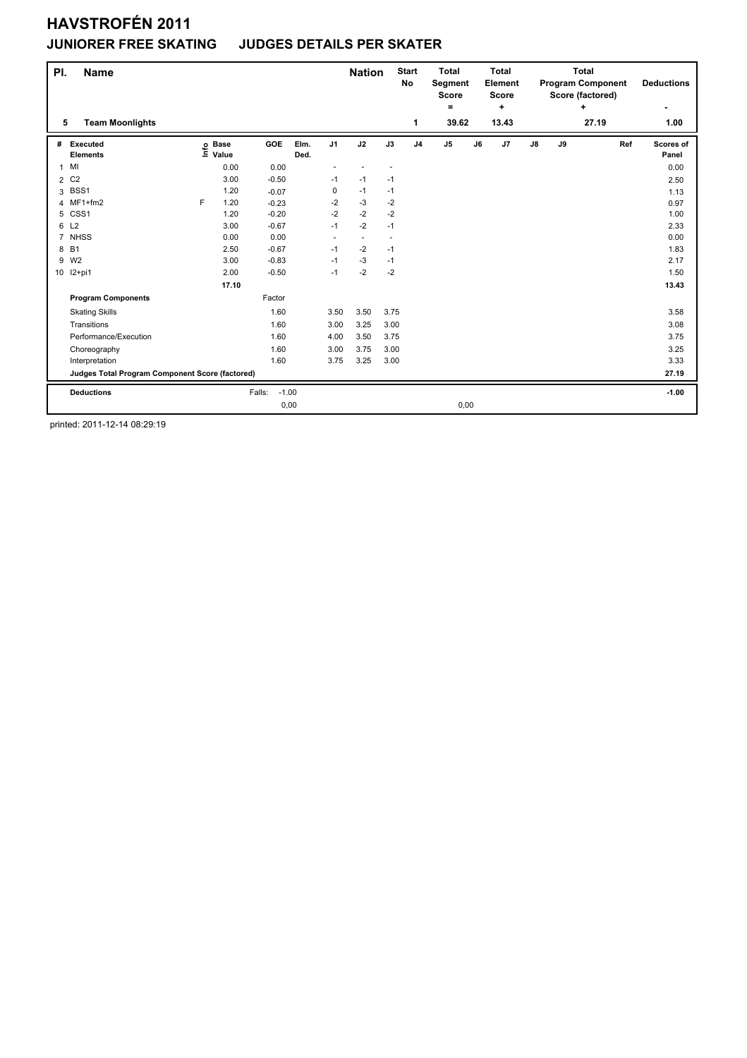# HAVSTROFÉN 2011

## JUNIORER FREE SKATING JUDGES DETAILS PER SKATER

| Pl. | Name | Nation | Start No | Total Segment Score = | Total Element Score + | Total Program Component Score (factored) + | Deductions - |
|---|---|---|---|---|---|---|---|
| 5 | Team Moonlights | | 1 | 39.62 | 13.43 | 27.19 | 1.00 |

| # | Executed Elements | Info | Base Value | GOE | Elm. Ded. | J1 | J2 | J3 | J4 | J5 | J6 | J7 | J8 | J9 | Ref | Scores of Panel |
|---|---|---|---|---|---|---|---|---|---|---|---|---|---|---|---|---|
| 1 | MI | | 0.00 | 0.00 | | - | - | - | | | | | | | | 0.00 |
| 2 | C2 | | 3.00 | -0.50 | | -1 | -1 | -1 | | | | | | | | 2.50 |
| 3 | BSS1 | | 1.20 | -0.07 | | 0 | -1 | -1 | | | | | | | | 1.13 |
| 4 | MF1+fm2 | F | 1.20 | -0.23 | | -2 | -3 | -2 | | | | | | | | 0.97 |
| 5 | CSS1 | | 1.20 | -0.20 | | -2 | -2 | -2 | | | | | | | | 1.00 |
| 6 | L2 | | 3.00 | -0.67 | | -1 | -2 | -1 | | | | | | | | 2.33 |
| 7 | NHSS | | 0.00 | 0.00 | | - | - | - | | | | | | | | 0.00 |
| 8 | B1 | | 2.50 | -0.67 | | -1 | -2 | -1 | | | | | | | | 1.83 |
| 9 | W2 | | 3.00 | -0.83 | | -1 | -3 | -1 | | | | | | | | 2.17 |
| 10 | I2+pi1 | | 2.00 | -0.50 | | -1 | -2 | -2 | | | | | | | | 1.50 |
| | | | 17.10 | | | | | | | | | | | | | 13.43 |
| | **Program Components** | | | Factor | | | | | | | | | | | | |
| | Skating Skills | | | 1.60 | | 3.50 | 3.50 | 3.75 | | | | | | | | 3.58 |
| | Transitions | | | 1.60 | | 3.00 | 3.25 | 3.00 | | | | | | | | 3.08 |
| | Performance/Execution | | | 1.60 | | 4.00 | 3.50 | 3.75 | | | | | | | | 3.75 |
| | Choreography | | | 1.60 | | 3.00 | 3.75 | 3.00 | | | | | | | | 3.25 |
| | Interpretation | | | 1.60 | | 3.75 | 3.25 | 3.00 | | | | | | | | 3.33 |
| | **Judges Total Program Component Score (factored)** | | | | | | | | | | | | | | | 27.19 |
| | **Deductions** | | | Falls: -1.00 | | | | | | | | | | | | -1.00 |
| | | | | 0,00 | | | | | | 0,00 | | | | | | |

printed: 2011-12-14 08:29:19